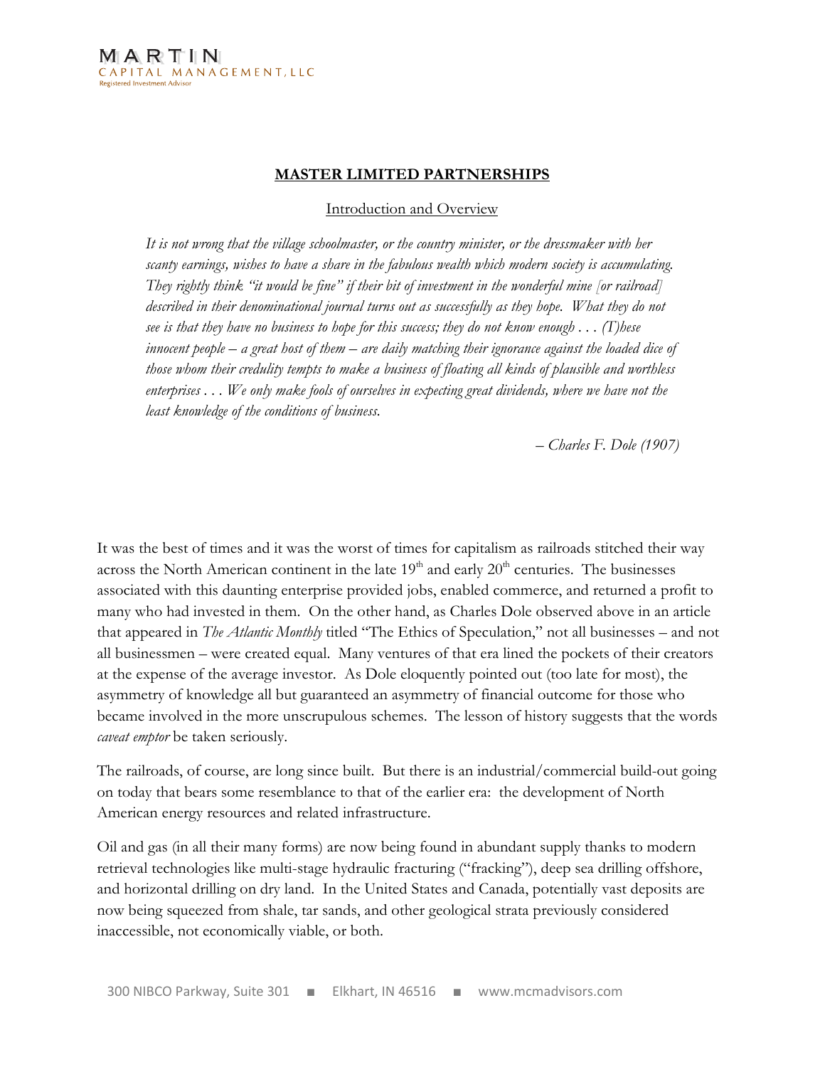MARTIN
CAPITAL MANAGEMENT, LLC
Registered Investment Advisor

# MASTER LIMITED PARTNERSHIPS

## Introduction and Overview

*It is not wrong that the village schoolmaster, or the country minister, or the dressmaker with her scanty earnings, wishes to have a share in the fabulous wealth which modern society is accumulating. They rightly think "it would be fine" if their bit of investment in the wonderful mine [or railroad] described in their denominational journal turns out as successfully as they hope. What they do not see is that they have no business to hope for this success; they do not know enough . . . (T)hese innocent people – a great host of them – are daily matching their ignorance against the loaded dice of those whom their credulity tempts to make a business of floating all kinds of plausible and worthless enterprises . . . We only make fools of ourselves in expecting great dividends, where we have not the least knowledge of the conditions of business.*

*– Charles F. Dole (1907)*

It was the best of times and it was the worst of times for capitalism as railroads stitched their way across the North American continent in the late 19th and early 20th centuries. The businesses associated with this daunting enterprise provided jobs, enabled commerce, and returned a profit to many who had invested in them. On the other hand, as Charles Dole observed above in an article that appeared in *The Atlantic Monthly* titled "The Ethics of Speculation," not all businesses – and not all businessmen – were created equal. Many ventures of that era lined the pockets of their creators at the expense of the average investor. As Dole eloquently pointed out (too late for most), the asymmetry of knowledge all but guaranteed an asymmetry of financial outcome for those who became involved in the more unscrupulous schemes. The lesson of history suggests that the words *caveat emptor* be taken seriously.

The railroads, of course, are long since built. But there is an industrial/commercial build-out going on today that bears some resemblance to that of the earlier era: the development of North American energy resources and related infrastructure.

Oil and gas (in all their many forms) are now being found in abundant supply thanks to modern retrieval technologies like multi-stage hydraulic fracturing ("fracking"), deep sea drilling offshore, and horizontal drilling on dry land. In the United States and Canada, potentially vast deposits are now being squeezed from shale, tar sands, and other geological strata previously considered inaccessible, not economically viable, or both.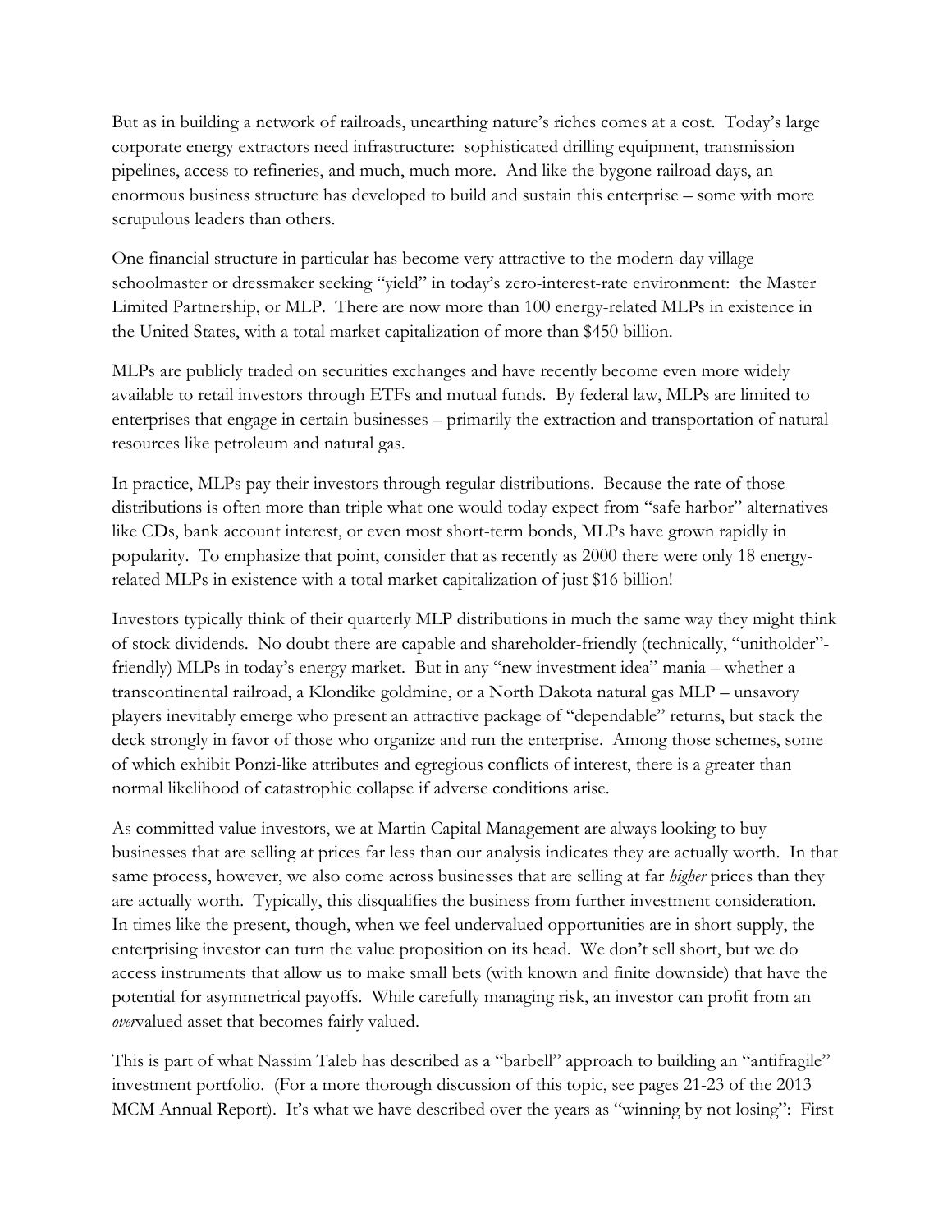But as in building a network of railroads, unearthing nature's riches comes at a cost. Today's large corporate energy extractors need infrastructure: sophisticated drilling equipment, transmission pipelines, access to refineries, and much, much more. And like the bygone railroad days, an enormous business structure has developed to build and sustain this enterprise – some with more scrupulous leaders than others.

One financial structure in particular has become very attractive to the modern-day village schoolmaster or dressmaker seeking "yield" in today's zero-interest-rate environment: the Master Limited Partnership, or MLP. There are now more than 100 energy-related MLPs in existence in the United States, with a total market capitalization of more than $450 billion.

MLPs are publicly traded on securities exchanges and have recently become even more widely available to retail investors through ETFs and mutual funds. By federal law, MLPs are limited to enterprises that engage in certain businesses – primarily the extraction and transportation of natural resources like petroleum and natural gas.

In practice, MLPs pay their investors through regular distributions. Because the rate of those distributions is often more than triple what one would today expect from "safe harbor" alternatives like CDs, bank account interest, or even most short-term bonds, MLPs have grown rapidly in popularity. To emphasize that point, consider that as recently as 2000 there were only 18 energy-related MLPs in existence with a total market capitalization of just $16 billion!

Investors typically think of their quarterly MLP distributions in much the same way they might think of stock dividends. No doubt there are capable and shareholder-friendly (technically, "unitholder"-friendly) MLPs in today's energy market. But in any "new investment idea" mania – whether a transcontinental railroad, a Klondike goldmine, or a North Dakota natural gas MLP – unsavory players inevitably emerge who present an attractive package of "dependable" returns, but stack the deck strongly in favor of those who organize and run the enterprise. Among those schemes, some of which exhibit Ponzi-like attributes and egregious conflicts of interest, there is a greater than normal likelihood of catastrophic collapse if adverse conditions arise.

As committed value investors, we at Martin Capital Management are always looking to buy businesses that are selling at prices far less than our analysis indicates they are actually worth. In that same process, however, we also come across businesses that are selling at far *higher* prices than they are actually worth. Typically, this disqualifies the business from further investment consideration. In times like the present, though, when we feel undervalued opportunities are in short supply, the enterprising investor can turn the value proposition on its head. We don't sell short, but we do access instruments that allow us to make small bets (with known and finite downside) that have the potential for asymmetrical payoffs. While carefully managing risk, an investor can profit from an *over*valued asset that becomes fairly valued.

This is part of what Nassim Taleb has described as a "barbell" approach to building an "antifragile" investment portfolio. (For a more thorough discussion of this topic, see pages 21-23 of the 2013 MCM Annual Report). It's what we have described over the years as "winning by not losing": First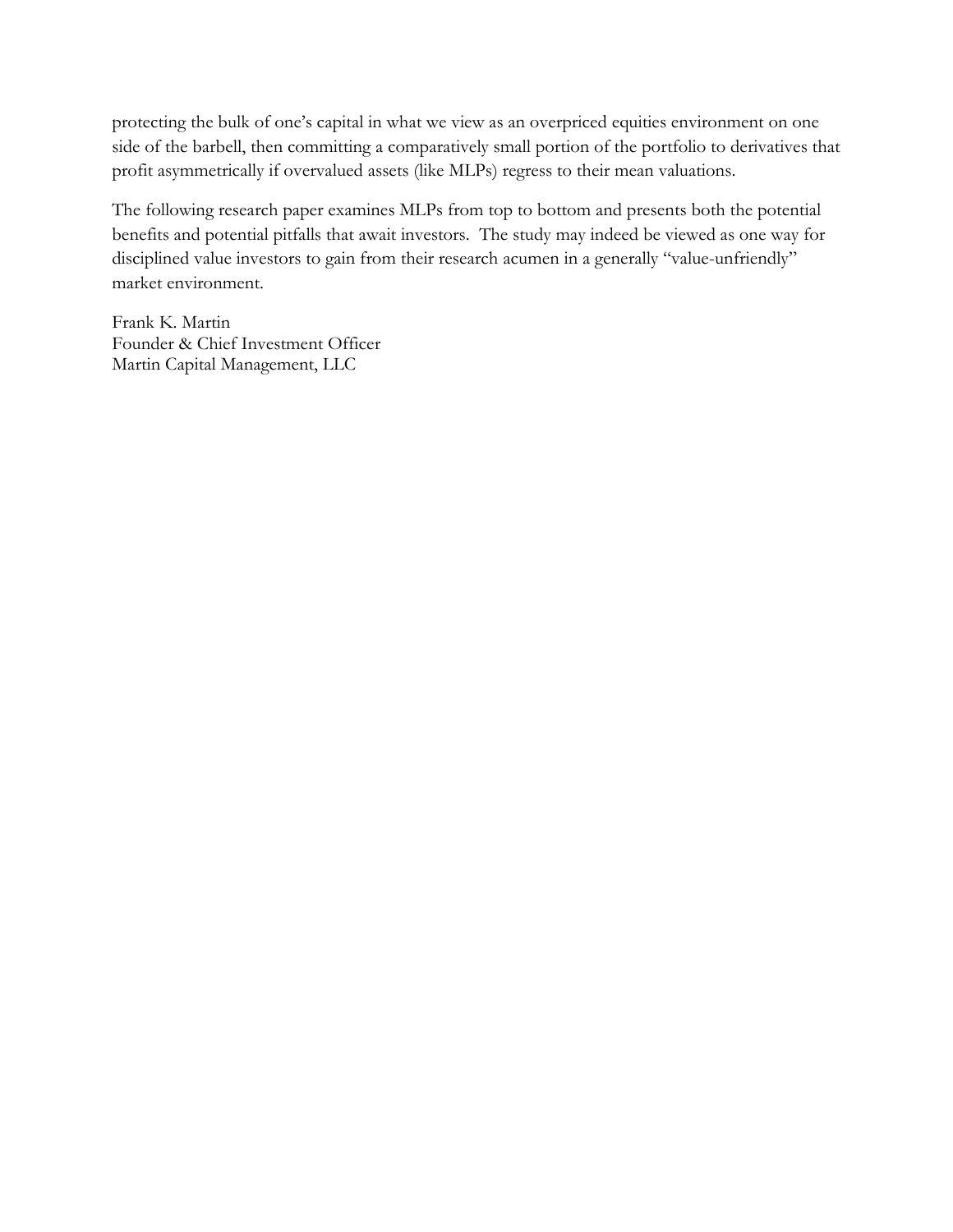protecting the bulk of one's capital in what we view as an overpriced equities environment on one side of the barbell, then committing a comparatively small portion of the portfolio to derivatives that profit asymmetrically if overvalued assets (like MLPs) regress to their mean valuations.

The following research paper examines MLPs from top to bottom and presents both the potential benefits and potential pitfalls that await investors. The study may indeed be viewed as one way for disciplined value investors to gain from their research acumen in a generally "value-unfriendly" market environment.

Frank K. Martin
Founder & Chief Investment Officer
Martin Capital Management, LLC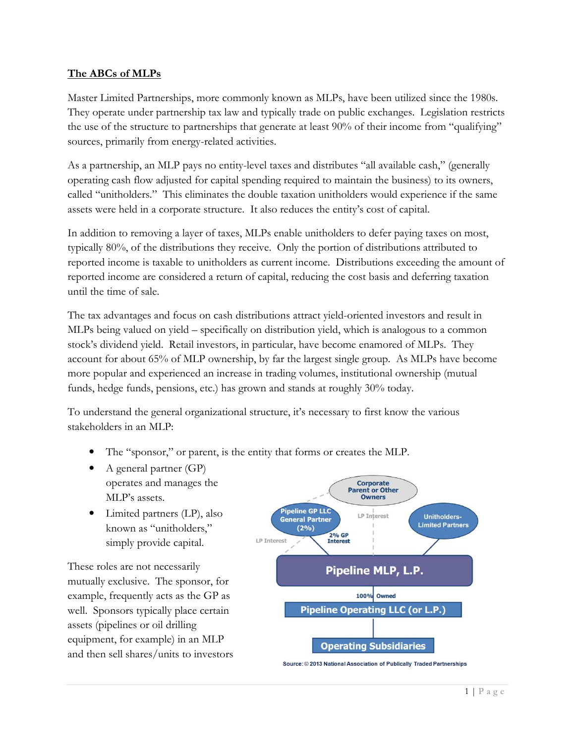**The ABCs of MLPs**

Master Limited Partnerships, more commonly known as MLPs, have been utilized since the 1980s. They operate under partnership tax law and typically trade on public exchanges. Legislation restricts the use of the structure to partnerships that generate at least 90% of their income from "qualifying" sources, primarily from energy-related activities.

As a partnership, an MLP pays no entity-level taxes and distributes "all available cash," (generally operating cash flow adjusted for capital spending required to maintain the business) to its owners, called "unitholders." This eliminates the double taxation unitholders would experience if the same assets were held in a corporate structure. It also reduces the entity's cost of capital.

In addition to removing a layer of taxes, MLPs enable unitholders to defer paying taxes on most, typically 80%, of the distributions they receive. Only the portion of distributions attributed to reported income is taxable to unitholders as current income. Distributions exceeding the amount of reported income are considered a return of capital, reducing the cost basis and deferring taxation until the time of sale.

The tax advantages and focus on cash distributions attract yield-oriented investors and result in MLPs being valued on yield – specifically on distribution yield, which is analogous to a common stock's dividend yield. Retail investors, in particular, have become enamored of MLPs. They account for about 65% of MLP ownership, by far the largest single group. As MLPs have become more popular and experienced an increase in trading volumes, institutional ownership (mutual funds, hedge funds, pensions, etc.) has grown and stands at roughly 30% today.

To understand the general organizational structure, it's necessary to first know the various stakeholders in an MLP:

- The "sponsor," or parent, is the entity that forms or creates the MLP.
- A general partner (GP) operates and manages the MLP's assets.
- Limited partners (LP), also known as "unitholders," simply provide capital.

These roles are not necessarily mutually exclusive. The sponsor, for example, frequently acts as the GP as well. Sponsors typically place certain assets (pipelines or oil drilling equipment, for example) in an MLP and then sell shares/units to investors

Corporate Parent or Other Owners

Pipeline GP LLC General Partner (2%)

LP Interest

Unitholders- Limited Partners

LP Interest

2% GP Interest

Pipeline MLP, L.P.

100% Owned

Pipeline Operating LLC (or L.P.)

Operating Subsidiaries

Source: © 2013 National Association of Publically Traded Partnerships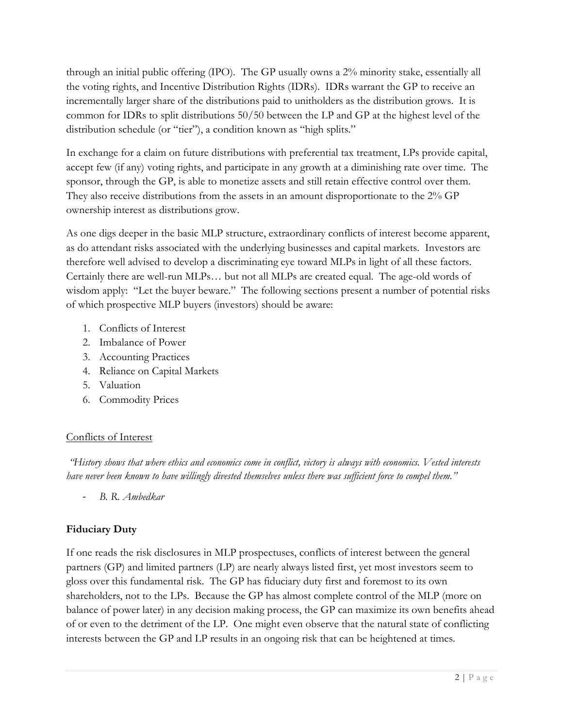through an initial public offering (IPO). The GP usually owns a 2% minority stake, essentially all the voting rights, and Incentive Distribution Rights (IDRs). IDRs warrant the GP to receive an incrementally larger share of the distributions paid to unitholders as the distribution grows. It is common for IDRs to split distributions 50/50 between the LP and GP at the highest level of the distribution schedule (or "tier"), a condition known as "high splits."

In exchange for a claim on future distributions with preferential tax treatment, LPs provide capital, accept few (if any) voting rights, and participate in any growth at a diminishing rate over time. The sponsor, through the GP, is able to monetize assets and still retain effective control over them. They also receive distributions from the assets in an amount disproportionate to the 2% GP ownership interest as distributions grow.

As one digs deeper in the basic MLP structure, extraordinary conflicts of interest become apparent, as do attendant risks associated with the underlying businesses and capital markets. Investors are therefore well advised to develop a discriminating eye toward MLPs in light of all these factors. Certainly there are well-run MLPs… but not all MLPs are created equal. The age-old words of wisdom apply: "Let the buyer beware." The following sections present a number of potential risks of which prospective MLP buyers (investors) should be aware:

1. Conflicts of Interest
2. Imbalance of Power
3. Accounting Practices
4. Reliance on Capital Markets
5. Valuation
6. Commodity Prices

## Conflicts of Interest

*"History shows that where ethics and economics come in conflict, victory is always with economics. Vested interests have never been known to have willingly divested themselves unless there was sufficient force to compel them."*

- *B. R. Ambedkar*

### Fiduciary Duty

If one reads the risk disclosures in MLP prospectuses, conflicts of interest between the general partners (GP) and limited partners (LP) are nearly always listed first, yet most investors seem to gloss over this fundamental risk. The GP has fiduciary duty first and foremost to its own shareholders, not to the LPs. Because the GP has almost complete control of the MLP (more on balance of power later) in any decision making process, the GP can maximize its own benefits ahead of or even to the detriment of the LP. One might even observe that the natural state of conflicting interests between the GP and LP results in an ongoing risk that can be heightened at times.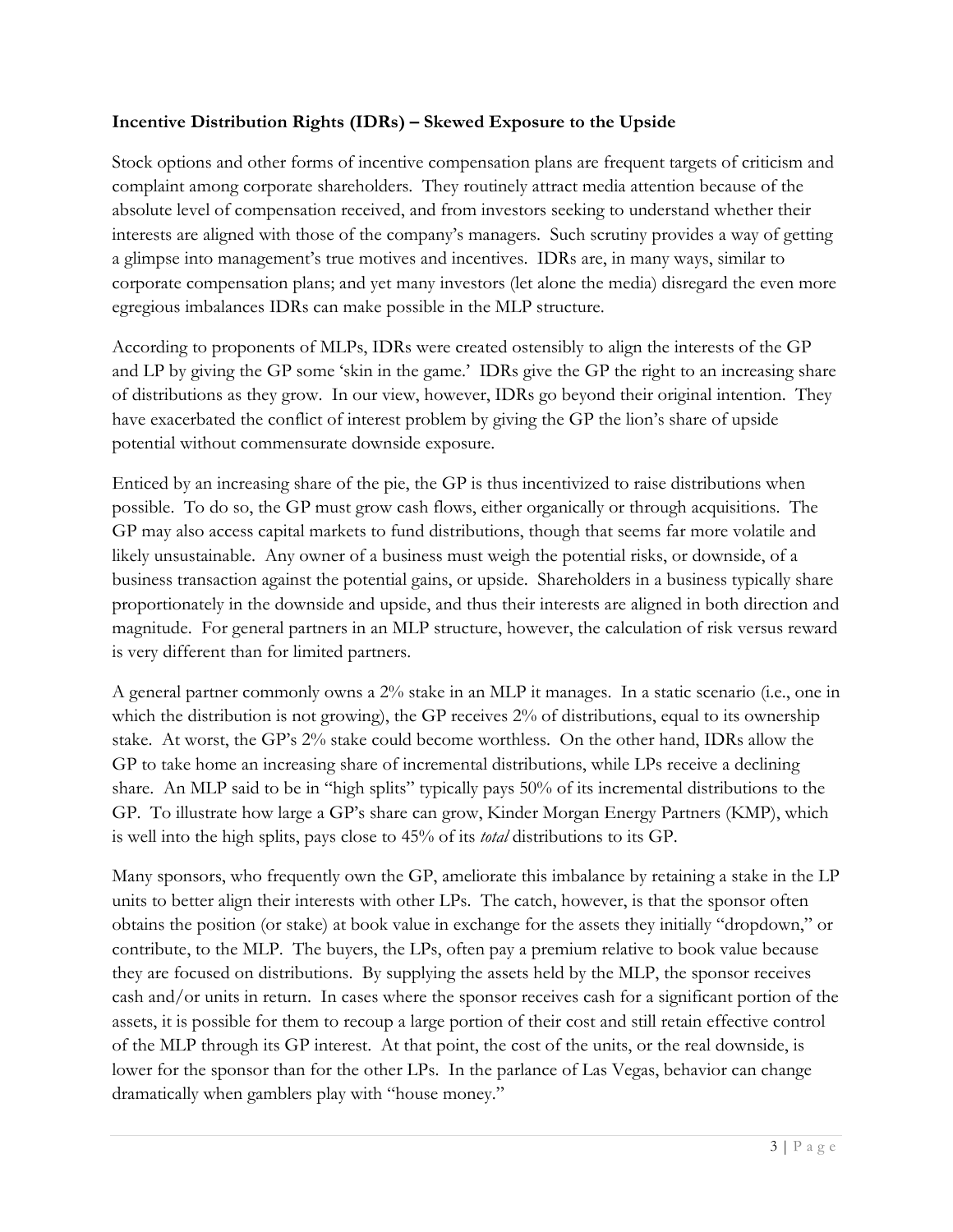**Incentive Distribution Rights (IDRs) – Skewed Exposure to the Upside**

Stock options and other forms of incentive compensation plans are frequent targets of criticism and complaint among corporate shareholders. They routinely attract media attention because of the absolute level of compensation received, and from investors seeking to understand whether their interests are aligned with those of the company's managers. Such scrutiny provides a way of getting a glimpse into management's true motives and incentives. IDRs are, in many ways, similar to corporate compensation plans; and yet many investors (let alone the media) disregard the even more egregious imbalances IDRs can make possible in the MLP structure.

According to proponents of MLPs, IDRs were created ostensibly to align the interests of the GP and LP by giving the GP some 'skin in the game.' IDRs give the GP the right to an increasing share of distributions as they grow. In our view, however, IDRs go beyond their original intention. They have exacerbated the conflict of interest problem by giving the GP the lion's share of upside potential without commensurate downside exposure.

Enticed by an increasing share of the pie, the GP is thus incentivized to raise distributions when possible. To do so, the GP must grow cash flows, either organically or through acquisitions. The GP may also access capital markets to fund distributions, though that seems far more volatile and likely unsustainable. Any owner of a business must weigh the potential risks, or downside, of a business transaction against the potential gains, or upside. Shareholders in a business typically share proportionately in the downside and upside, and thus their interests are aligned in both direction and magnitude. For general partners in an MLP structure, however, the calculation of risk versus reward is very different than for limited partners.

A general partner commonly owns a 2% stake in an MLP it manages. In a static scenario (i.e., one in which the distribution is not growing), the GP receives 2% of distributions, equal to its ownership stake. At worst, the GP's 2% stake could become worthless. On the other hand, IDRs allow the GP to take home an increasing share of incremental distributions, while LPs receive a declining share. An MLP said to be in "high splits" typically pays 50% of its incremental distributions to the GP. To illustrate how large a GP's share can grow, Kinder Morgan Energy Partners (KMP), which is well into the high splits, pays close to 45% of its *total* distributions to its GP.

Many sponsors, who frequently own the GP, ameliorate this imbalance by retaining a stake in the LP units to better align their interests with other LPs. The catch, however, is that the sponsor often obtains the position (or stake) at book value in exchange for the assets they initially "dropdown," or contribute, to the MLP. The buyers, the LPs, often pay a premium relative to book value because they are focused on distributions. By supplying the assets held by the MLP, the sponsor receives cash and/or units in return. In cases where the sponsor receives cash for a significant portion of the assets, it is possible for them to recoup a large portion of their cost and still retain effective control of the MLP through its GP interest. At that point, the cost of the units, or the real downside, is lower for the sponsor than for the other LPs. In the parlance of Las Vegas, behavior can change dramatically when gamblers play with "house money."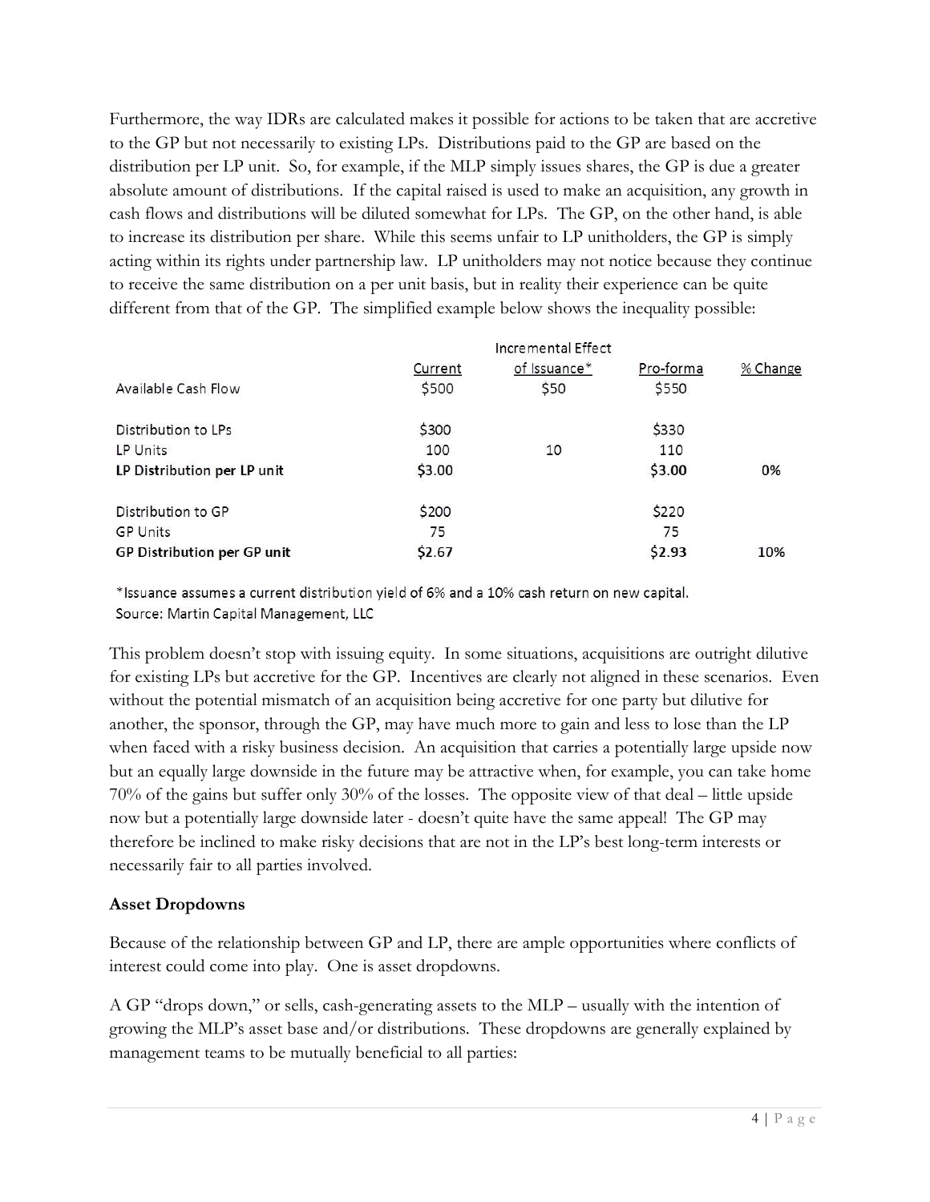Furthermore, the way IDRs are calculated makes it possible for actions to be taken that are accretive to the GP but not necessarily to existing LPs. Distributions paid to the GP are based on the distribution per LP unit. So, for example, if the MLP simply issues shares, the GP is due a greater absolute amount of distributions. If the capital raised is used to make an acquisition, any growth in cash flows and distributions will be diluted somewhat for LPs. The GP, on the other hand, is able to increase its distribution per share. While this seems unfair to LP unitholders, the GP is simply acting within its rights under partnership law. LP unitholders may not notice because they continue to receive the same distribution on a per unit basis, but in reality their experience can be quite different from that of the GP. The simplified example below shows the inequality possible:

| | Current | Incremental Effect of Issuance* | Pro-forma | % Change |
|---|---|---|---|---|
| Available Cash Flow | $500 | $50 | $550 | |
| | | | | |
| Distribution to LPs | $300 | | $330 | |
| LP Units | 100 | 10 | 110 | |
| **LP Distribution per LP unit** | **$3.00** | | **$3.00** | **0%** |
| | | | | |
| Distribution to GP | $200 | | $220 | |
| GP Units | 75 | | 75 | |
| **GP Distribution per GP unit** | **$2.67** | | **$2.93** | **10%** |

*Issuance assumes a current distribution yield of 6% and a 10% cash return on new capital.
Source: Martin Capital Management, LLC

This problem doesn't stop with issuing equity. In some situations, acquisitions are outright dilutive for existing LPs but accretive for the GP. Incentives are clearly not aligned in these scenarios. Even without the potential mismatch of an acquisition being accretive for one party but dilutive for another, the sponsor, through the GP, may have much more to gain and less to lose than the LP when faced with a risky business decision. An acquisition that carries a potentially large upside now but an equally large downside in the future may be attractive when, for example, you can take home 70% of the gains but suffer only 30% of the losses. The opposite view of that deal – little upside now but a potentially large downside later - doesn't quite have the same appeal! The GP may therefore be inclined to make risky decisions that are not in the LP's best long-term interests or necessarily fair to all parties involved.

**Asset Dropdowns**

Because of the relationship between GP and LP, there are ample opportunities where conflicts of interest could come into play. One is asset dropdowns.

A GP "drops down," or sells, cash-generating assets to the MLP – usually with the intention of growing the MLP's asset base and/or distributions. These dropdowns are generally explained by management teams to be mutually beneficial to all parties: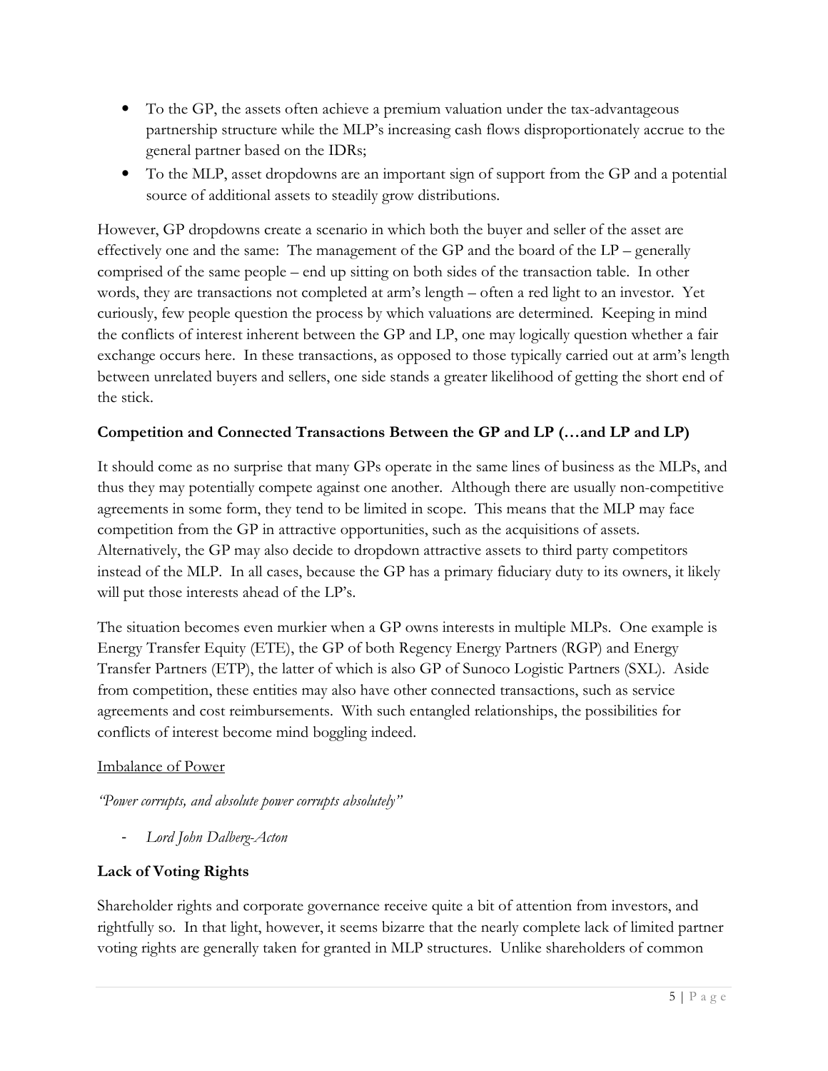- To the GP, the assets often achieve a premium valuation under the tax-advantageous partnership structure while the MLP's increasing cash flows disproportionately accrue to the general partner based on the IDRs;
- To the MLP, asset dropdowns are an important sign of support from the GP and a potential source of additional assets to steadily grow distributions.

However, GP dropdowns create a scenario in which both the buyer and seller of the asset are effectively one and the same: The management of the GP and the board of the LP – generally comprised of the same people – end up sitting on both sides of the transaction table. In other words, they are transactions not completed at arm's length – often a red light to an investor. Yet curiously, few people question the process by which valuations are determined. Keeping in mind the conflicts of interest inherent between the GP and LP, one may logically question whether a fair exchange occurs here. In these transactions, as opposed to those typically carried out at arm's length between unrelated buyers and sellers, one side stands a greater likelihood of getting the short end of the stick.

**Competition and Connected Transactions Between the GP and LP (…and LP and LP)**

It should come as no surprise that many GPs operate in the same lines of business as the MLPs, and thus they may potentially compete against one another. Although there are usually non-competitive agreements in some form, they tend to be limited in scope. This means that the MLP may face competition from the GP in attractive opportunities, such as the acquisitions of assets. Alternatively, the GP may also decide to dropdown attractive assets to third party competitors instead of the MLP. In all cases, because the GP has a primary fiduciary duty to its owners, it likely will put those interests ahead of the LP's.

The situation becomes even murkier when a GP owns interests in multiple MLPs. One example is Energy Transfer Equity (ETE), the GP of both Regency Energy Partners (RGP) and Energy Transfer Partners (ETP), the latter of which is also GP of Sunoco Logistic Partners (SXL). Aside from competition, these entities may also have other connected transactions, such as service agreements and cost reimbursements. With such entangled relationships, the possibilities for conflicts of interest become mind boggling indeed.

<u>Imbalance of Power</u>

*"Power corrupts, and absolute power corrupts absolutely"*

- *Lord John Dalberg-Acton*

**Lack of Voting Rights**

Shareholder rights and corporate governance receive quite a bit of attention from investors, and rightfully so. In that light, however, it seems bizarre that the nearly complete lack of limited partner voting rights are generally taken for granted in MLP structures. Unlike shareholders of common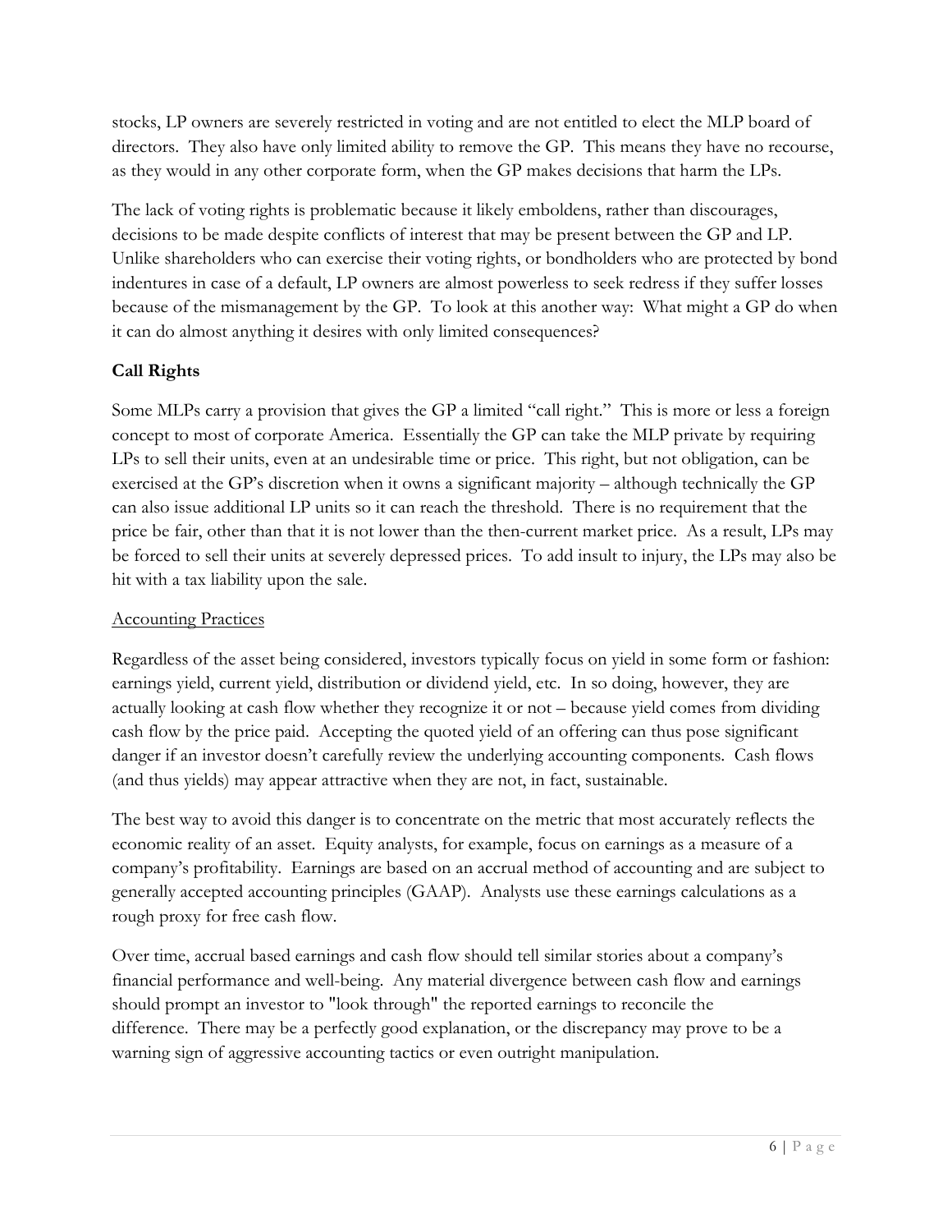stocks, LP owners are severely restricted in voting and are not entitled to elect the MLP board of directors. They also have only limited ability to remove the GP. This means they have no recourse, as they would in any other corporate form, when the GP makes decisions that harm the LPs.

The lack of voting rights is problematic because it likely emboldens, rather than discourages, decisions to be made despite conflicts of interest that may be present between the GP and LP. Unlike shareholders who can exercise their voting rights, or bondholders who are protected by bond indentures in case of a default, LP owners are almost powerless to seek redress if they suffer losses because of the mismanagement by the GP. To look at this another way: What might a GP do when it can do almost anything it desires with only limited consequences?

**Call Rights**

Some MLPs carry a provision that gives the GP a limited "call right." This is more or less a foreign concept to most of corporate America. Essentially the GP can take the MLP private by requiring LPs to sell their units, even at an undesirable time or price. This right, but not obligation, can be exercised at the GP's discretion when it owns a significant majority – although technically the GP can also issue additional LP units so it can reach the threshold. There is no requirement that the price be fair, other than that it is not lower than the then-current market price. As a result, LPs may be forced to sell their units at severely depressed prices. To add insult to injury, the LPs may also be hit with a tax liability upon the sale.

<u>Accounting Practices</u>

Regardless of the asset being considered, investors typically focus on yield in some form or fashion: earnings yield, current yield, distribution or dividend yield, etc. In so doing, however, they are actually looking at cash flow whether they recognize it or not – because yield comes from dividing cash flow by the price paid. Accepting the quoted yield of an offering can thus pose significant danger if an investor doesn't carefully review the underlying accounting components. Cash flows (and thus yields) may appear attractive when they are not, in fact, sustainable.

The best way to avoid this danger is to concentrate on the metric that most accurately reflects the economic reality of an asset. Equity analysts, for example, focus on earnings as a measure of a company's profitability. Earnings are based on an accrual method of accounting and are subject to generally accepted accounting principles (GAAP). Analysts use these earnings calculations as a rough proxy for free cash flow.

Over time, accrual based earnings and cash flow should tell similar stories about a company's financial performance and well-being. Any material divergence between cash flow and earnings should prompt an investor to "look through" the reported earnings to reconcile the difference. There may be a perfectly good explanation, or the discrepancy may prove to be a warning sign of aggressive accounting tactics or even outright manipulation.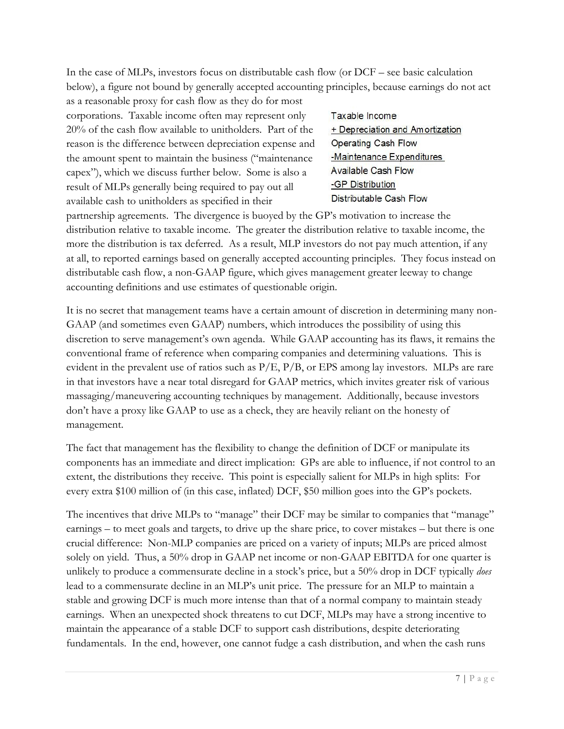In the case of MLPs, investors focus on distributable cash flow (or DCF – see basic calculation below), a figure not bound by generally accepted accounting principles, because earnings do not act as a reasonable proxy for cash flow as they do for most corporations. Taxable income often may represent only 20% of the cash flow available to unitholders. Part of the reason is the difference between depreciation expense and the amount spent to maintain the business ("maintenance capex"), which we discuss further below. Some is also a result of MLPs generally being required to pay out all available cash to unitholders as specified in their partnership agreements. The divergence is buoyed by the GP's motivation to increase the distribution relative to taxable income. The greater the distribution relative to taxable income, the more the distribution is tax deferred. As a result, MLP investors do not pay much attention, if any at all, to reported earnings based on generally accepted accounting principles. They focus instead on distributable cash flow, a non-GAAP figure, which gives management greater leeway to change accounting definitions and use estimates of questionable origin.

```
Taxable Income
+ Depreciation and Amortization
Operating Cash Flow
-Maintenance Expenditures
Available Cash Flow
-GP Distribution
Distributable Cash Flow
```

It is no secret that management teams have a certain amount of discretion in determining many non-GAAP (and sometimes even GAAP) numbers, which introduces the possibility of using this discretion to serve management's own agenda. While GAAP accounting has its flaws, it remains the conventional frame of reference when comparing companies and determining valuations. This is evident in the prevalent use of ratios such as P/E, P/B, or EPS among lay investors. MLPs are rare in that investors have a near total disregard for GAAP metrics, which invites greater risk of various massaging/maneuvering accounting techniques by management. Additionally, because investors don't have a proxy like GAAP to use as a check, they are heavily reliant on the honesty of management.

The fact that management has the flexibility to change the definition of DCF or manipulate its components has an immediate and direct implication: GPs are able to influence, if not control to an extent, the distributions they receive. This point is especially salient for MLPs in high splits: For every extra $100 million of (in this case, inflated) DCF, $50 million goes into the GP's pockets.

The incentives that drive MLPs to "manage" their DCF may be similar to companies that "manage" earnings – to meet goals and targets, to drive up the share price, to cover mistakes – but there is one crucial difference: Non-MLP companies are priced on a variety of inputs; MLPs are priced almost solely on yield. Thus, a 50% drop in GAAP net income or non-GAAP EBITDA for one quarter is unlikely to produce a commensurate decline in a stock's price, but a 50% drop in DCF typically *does* lead to a commensurate decline in an MLP's unit price. The pressure for an MLP to maintain a stable and growing DCF is much more intense than that of a normal company to maintain steady earnings. When an unexpected shock threatens to cut DCF, MLPs may have a strong incentive to maintain the appearance of a stable DCF to support cash distributions, despite deteriorating fundamentals. In the end, however, one cannot fudge a cash distribution, and when the cash runs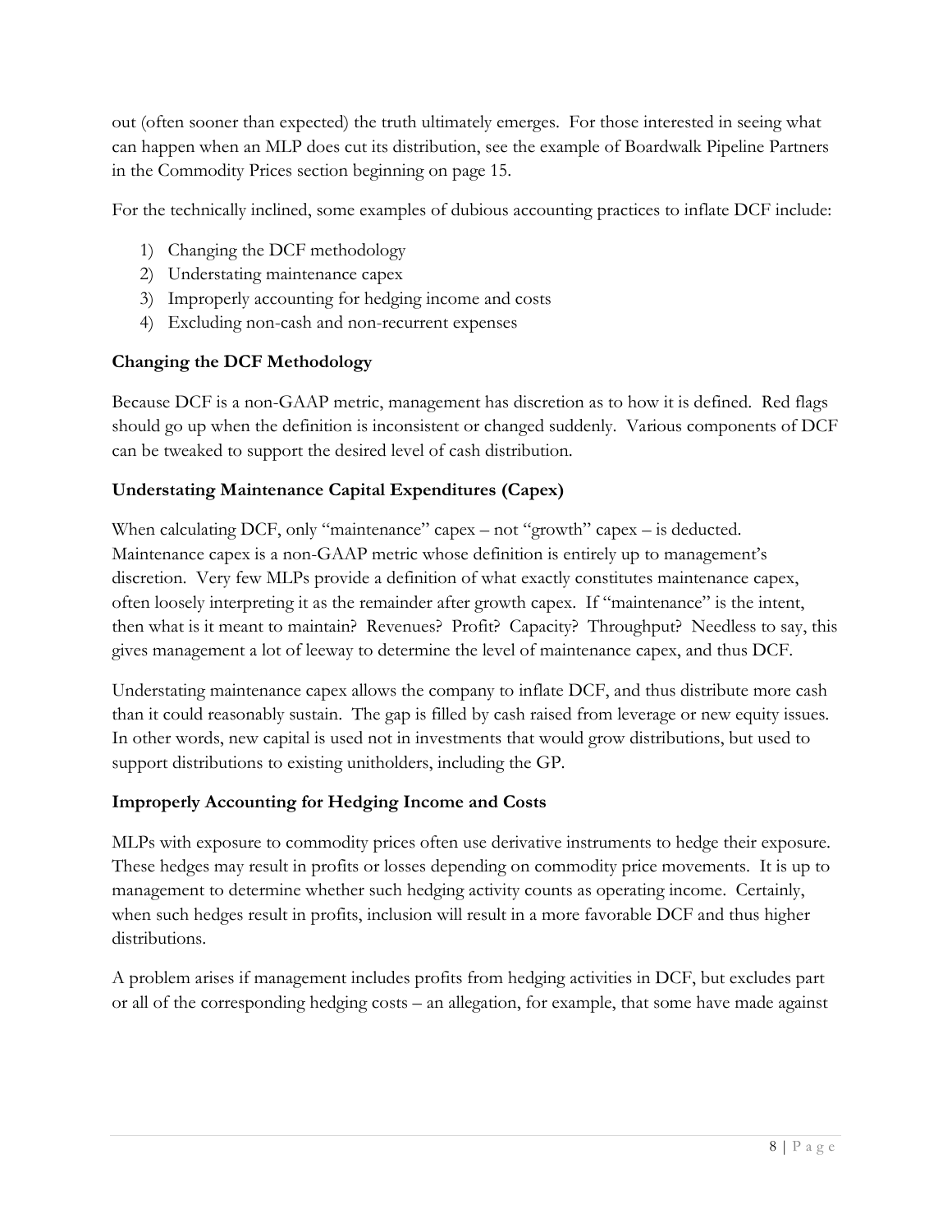out (often sooner than expected) the truth ultimately emerges. For those interested in seeing what can happen when an MLP does cut its distribution, see the example of Boardwalk Pipeline Partners in the Commodity Prices section beginning on page 15.

For the technically inclined, some examples of dubious accounting practices to inflate DCF include:

1) Changing the DCF methodology
2) Understating maintenance capex
3) Improperly accounting for hedging income and costs
4) Excluding non-cash and non-recurrent expenses

### Changing the DCF Methodology

Because DCF is a non-GAAP metric, management has discretion as to how it is defined. Red flags should go up when the definition is inconsistent or changed suddenly. Various components of DCF can be tweaked to support the desired level of cash distribution.

### Understating Maintenance Capital Expenditures (Capex)

When calculating DCF, only "maintenance" capex – not "growth" capex – is deducted. Maintenance capex is a non-GAAP metric whose definition is entirely up to management's discretion. Very few MLPs provide a definition of what exactly constitutes maintenance capex, often loosely interpreting it as the remainder after growth capex. If "maintenance" is the intent, then what is it meant to maintain? Revenues? Profit? Capacity? Throughput? Needless to say, this gives management a lot of leeway to determine the level of maintenance capex, and thus DCF.

Understating maintenance capex allows the company to inflate DCF, and thus distribute more cash than it could reasonably sustain. The gap is filled by cash raised from leverage or new equity issues. In other words, new capital is used not in investments that would grow distributions, but used to support distributions to existing unitholders, including the GP.

### Improperly Accounting for Hedging Income and Costs

MLPs with exposure to commodity prices often use derivative instruments to hedge their exposure. These hedges may result in profits or losses depending on commodity price movements. It is up to management to determine whether such hedging activity counts as operating income. Certainly, when such hedges result in profits, inclusion will result in a more favorable DCF and thus higher distributions.

A problem arises if management includes profits from hedging activities in DCF, but excludes part or all of the corresponding hedging costs – an allegation, for example, that some have made against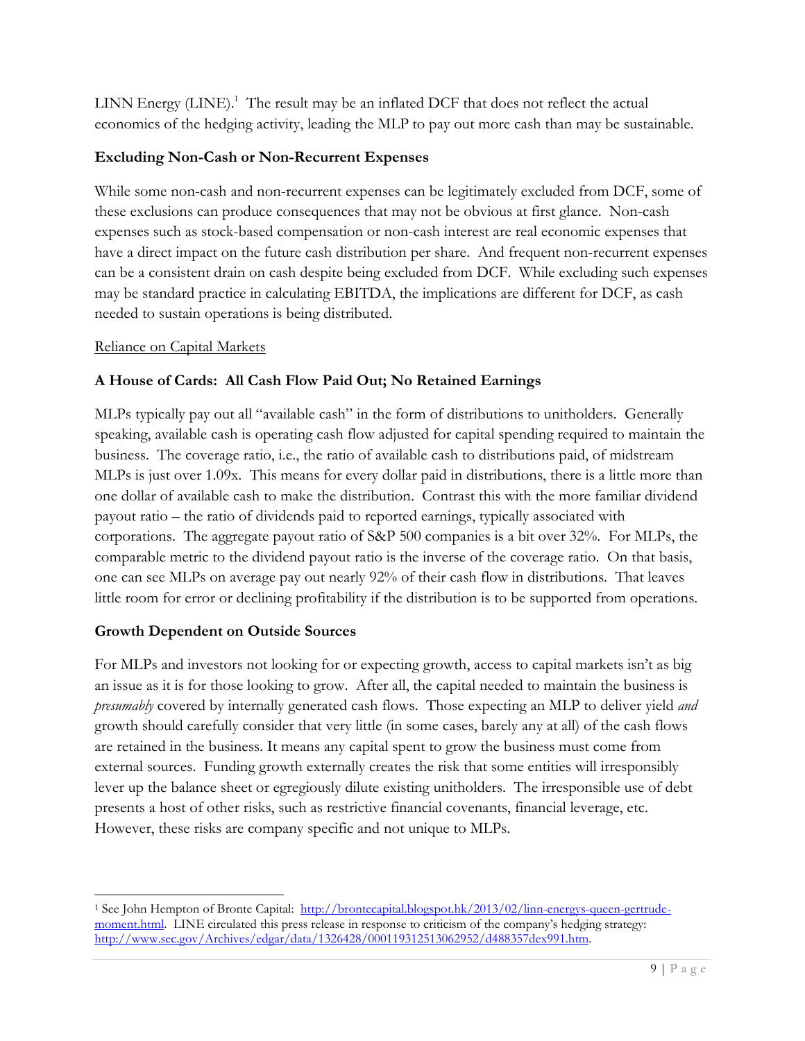LINN Energy (LINE).[1] The result may be an inflated DCF that does not reflect the actual economics of the hedging activity, leading the MLP to pay out more cash than may be sustainable.

**Excluding Non-Cash or Non-Recurrent Expenses**

While some non-cash and non-recurrent expenses can be legitimately excluded from DCF, some of these exclusions can produce consequences that may not be obvious at first glance. Non-cash expenses such as stock-based compensation or non-cash interest are real economic expenses that have a direct impact on the future cash distribution per share. And frequent non-recurrent expenses can be a consistent drain on cash despite being excluded from DCF. While excluding such expenses may be standard practice in calculating EBITDA, the implications are different for DCF, as cash needed to sustain operations is being distributed.

Reliance on Capital Markets

**A House of Cards: All Cash Flow Paid Out; No Retained Earnings**

MLPs typically pay out all "available cash" in the form of distributions to unitholders. Generally speaking, available cash is operating cash flow adjusted for capital spending required to maintain the business. The coverage ratio, i.e., the ratio of available cash to distributions paid, of midstream MLPs is just over 1.09x. This means for every dollar paid in distributions, there is a little more than one dollar of available cash to make the distribution. Contrast this with the more familiar dividend payout ratio – the ratio of dividends paid to reported earnings, typically associated with corporations. The aggregate payout ratio of S&P 500 companies is a bit over 32%. For MLPs, the comparable metric to the dividend payout ratio is the inverse of the coverage ratio. On that basis, one can see MLPs on average pay out nearly 92% of their cash flow in distributions. That leaves little room for error or declining profitability if the distribution is to be supported from operations.

**Growth Dependent on Outside Sources**

For MLPs and investors not looking for or expecting growth, access to capital markets isn't as big an issue as it is for those looking to grow. After all, the capital needed to maintain the business is *presumably* covered by internally generated cash flows. Those expecting an MLP to deliver yield *and* growth should carefully consider that very little (in some cases, barely any at all) of the cash flows are retained in the business. It means any capital spent to grow the business must come from external sources. Funding growth externally creates the risk that some entities will irresponsibly lever up the balance sheet or egregiously dilute existing unitholders. The irresponsible use of debt presents a host of other risks, such as restrictive financial covenants, financial leverage, etc. However, these risks are company specific and not unique to MLPs.

---

[1] See John Hempton of Bronte Capital: http://brontecapital.blogspot.hk/2013/02/linn-energys-queen-gertrude-moment.html. LINE circulated this press release in response to criticism of the company's hedging strategy: http://www.sec.gov/Archives/edgar/data/1326428/000119312513062952/d488357dex991.htm.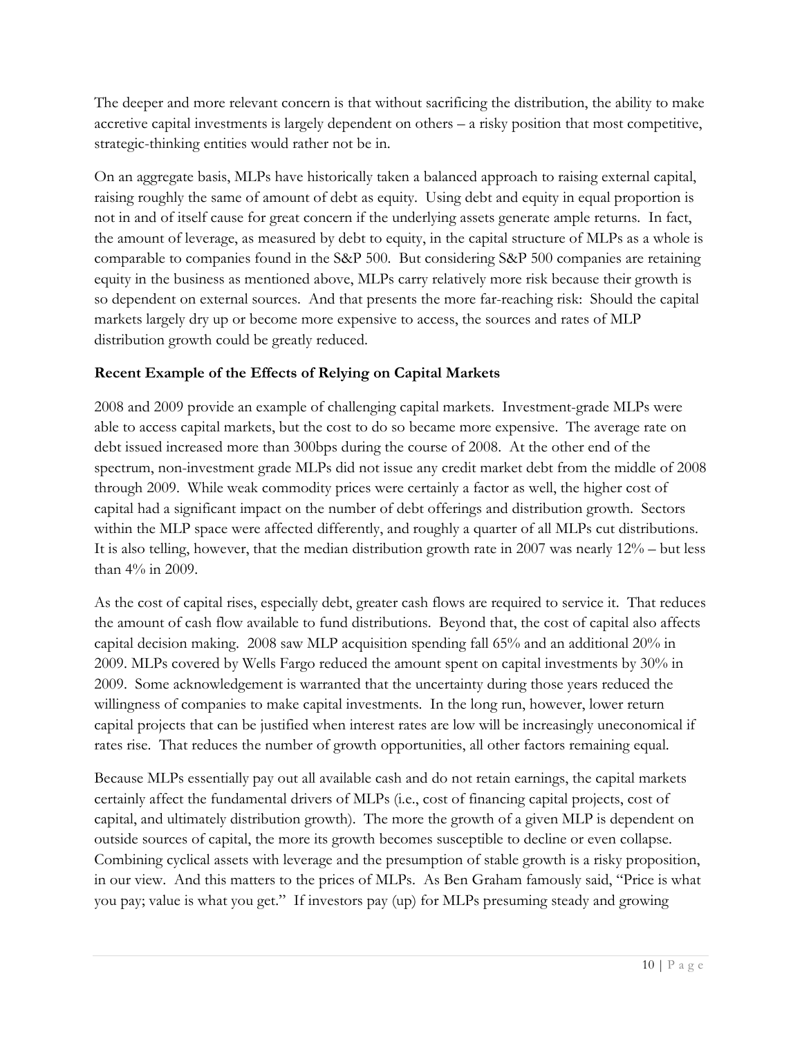The deeper and more relevant concern is that without sacrificing the distribution, the ability to make accretive capital investments is largely dependent on others – a risky position that most competitive, strategic-thinking entities would rather not be in.

On an aggregate basis, MLPs have historically taken a balanced approach to raising external capital, raising roughly the same of amount of debt as equity. Using debt and equity in equal proportion is not in and of itself cause for great concern if the underlying assets generate ample returns. In fact, the amount of leverage, as measured by debt to equity, in the capital structure of MLPs as a whole is comparable to companies found in the S&P 500. But considering S&P 500 companies are retaining equity in the business as mentioned above, MLPs carry relatively more risk because their growth is so dependent on external sources. And that presents the more far-reaching risk: Should the capital markets largely dry up or become more expensive to access, the sources and rates of MLP distribution growth could be greatly reduced.

**Recent Example of the Effects of Relying on Capital Markets**

2008 and 2009 provide an example of challenging capital markets. Investment-grade MLPs were able to access capital markets, but the cost to do so became more expensive. The average rate on debt issued increased more than 300bps during the course of 2008. At the other end of the spectrum, non-investment grade MLPs did not issue any credit market debt from the middle of 2008 through 2009. While weak commodity prices were certainly a factor as well, the higher cost of capital had a significant impact on the number of debt offerings and distribution growth. Sectors within the MLP space were affected differently, and roughly a quarter of all MLPs cut distributions. It is also telling, however, that the median distribution growth rate in 2007 was nearly 12% – but less than 4% in 2009.

As the cost of capital rises, especially debt, greater cash flows are required to service it. That reduces the amount of cash flow available to fund distributions. Beyond that, the cost of capital also affects capital decision making. 2008 saw MLP acquisition spending fall 65% and an additional 20% in 2009. MLPs covered by Wells Fargo reduced the amount spent on capital investments by 30% in 2009. Some acknowledgement is warranted that the uncertainty during those years reduced the willingness of companies to make capital investments. In the long run, however, lower return capital projects that can be justified when interest rates are low will be increasingly uneconomical if rates rise. That reduces the number of growth opportunities, all other factors remaining equal.

Because MLPs essentially pay out all available cash and do not retain earnings, the capital markets certainly affect the fundamental drivers of MLPs (i.e., cost of financing capital projects, cost of capital, and ultimately distribution growth). The more the growth of a given MLP is dependent on outside sources of capital, the more its growth becomes susceptible to decline or even collapse. Combining cyclical assets with leverage and the presumption of stable growth is a risky proposition, in our view. And this matters to the prices of MLPs. As Ben Graham famously said, "Price is what you pay; value is what you get." If investors pay (up) for MLPs presuming steady and growing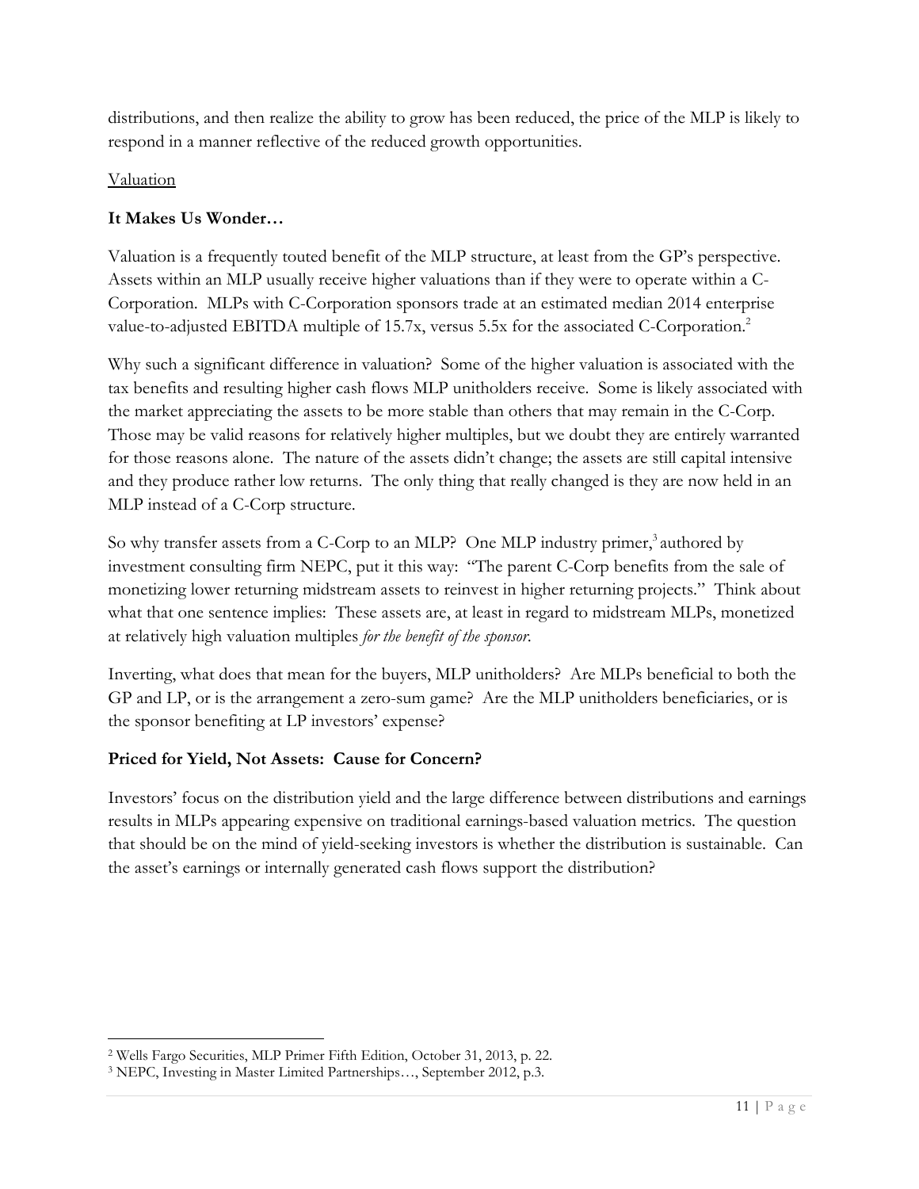distributions, and then realize the ability to grow has been reduced, the price of the MLP is likely to respond in a manner reflective of the reduced growth opportunities.

<u>Valuation</u>

**It Makes Us Wonder…**

Valuation is a frequently touted benefit of the MLP structure, at least from the GP's perspective. Assets within an MLP usually receive higher valuations than if they were to operate within a C-Corporation. MLPs with C-Corporation sponsors trade at an estimated median 2014 enterprise value-to-adjusted EBITDA multiple of 15.7x, versus 5.5x for the associated C-Corporation.[2]

Why such a significant difference in valuation? Some of the higher valuation is associated with the tax benefits and resulting higher cash flows MLP unitholders receive. Some is likely associated with the market appreciating the assets to be more stable than others that may remain in the C-Corp. Those may be valid reasons for relatively higher multiples, but we doubt they are entirely warranted for those reasons alone. The nature of the assets didn't change; the assets are still capital intensive and they produce rather low returns. The only thing that really changed is they are now held in an MLP instead of a C-Corp structure.

So why transfer assets from a C-Corp to an MLP? One MLP industry primer,[3] authored by investment consulting firm NEPC, put it this way: "The parent C-Corp benefits from the sale of monetizing lower returning midstream assets to reinvest in higher returning projects." Think about what that one sentence implies: These assets are, at least in regard to midstream MLPs, monetized at relatively high valuation multiples *for the benefit of the sponsor*.

Inverting, what does that mean for the buyers, MLP unitholders? Are MLPs beneficial to both the GP and LP, or is the arrangement a zero-sum game? Are the MLP unitholders beneficiaries, or is the sponsor benefiting at LP investors' expense?

**Priced for Yield, Not Assets: Cause for Concern?**

Investors' focus on the distribution yield and the large difference between distributions and earnings results in MLPs appearing expensive on traditional earnings-based valuation metrics. The question that should be on the mind of yield-seeking investors is whether the distribution is sustainable. Can the asset's earnings or internally generated cash flows support the distribution?

---

[2] Wells Fargo Securities, MLP Primer Fifth Edition, October 31, 2013, p. 22.

[3] NEPC, Investing in Master Limited Partnerships…, September 2012, p.3.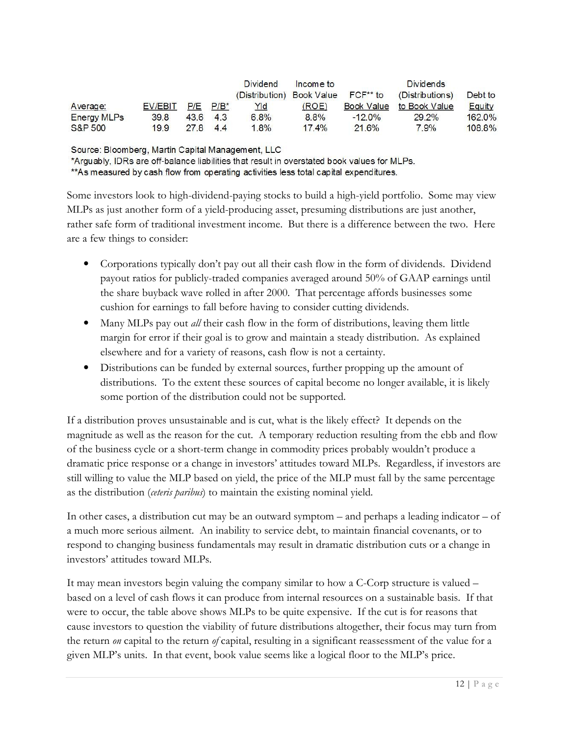| Average: | EV/EBIT | P/E | P/B* | Dividend (Distribution) Yld | Income to Book Value (ROE) | FCF** to Book Value | Dividends (Distributions) to Book Value | Debt to Equity |
|---|---|---|---|---|---|---|---|---|
| Energy MLPs | 39.8 | 43.6 | 4.3 | 6.8% | 8.8% | -12.0% | 29.2% | 162.0% |
| S&P 500 | 19.9 | 27.8 | 4.4 | 1.8% | 17.4% | 21.6% | 7.9% | 108.8% |

Source: Bloomberg, Martin Capital Management, LLC
*Arguably, IDRs are off-balance liabilities that result in overstated book values for MLPs.
**As measured by cash flow from operating activities less total capital expenditures.

Some investors look to high-dividend-paying stocks to build a high-yield portfolio. Some may view MLPs as just another form of a yield-producing asset, presuming distributions are just another, rather safe form of traditional investment income. But there is a difference between the two. Here are a few things to consider:

- Corporations typically don't pay out all their cash flow in the form of dividends. Dividend payout ratios for publicly-traded companies averaged around 50% of GAAP earnings until the share buyback wave rolled in after 2000. That percentage affords businesses some cushion for earnings to fall before having to consider cutting dividends.
- Many MLPs pay out *all* their cash flow in the form of distributions, leaving them little margin for error if their goal is to grow and maintain a steady distribution. As explained elsewhere and for a variety of reasons, cash flow is not a certainty.
- Distributions can be funded by external sources, further propping up the amount of distributions. To the extent these sources of capital become no longer available, it is likely some portion of the distribution could not be supported.

If a distribution proves unsustainable and is cut, what is the likely effect? It depends on the magnitude as well as the reason for the cut. A temporary reduction resulting from the ebb and flow of the business cycle or a short-term change in commodity prices probably wouldn't produce a dramatic price response or a change in investors' attitudes toward MLPs. Regardless, if investors are still willing to value the MLP based on yield, the price of the MLP must fall by the same percentage as the distribution (*ceteris paribus*) to maintain the existing nominal yield.

In other cases, a distribution cut may be an outward symptom – and perhaps a leading indicator – of a much more serious ailment. An inability to service debt, to maintain financial covenants, or to respond to changing business fundamentals may result in dramatic distribution cuts or a change in investors' attitudes toward MLPs.

It may mean investors begin valuing the company similar to how a C-Corp structure is valued – based on a level of cash flows it can produce from internal resources on a sustainable basis. If that were to occur, the table above shows MLPs to be quite expensive. If the cut is for reasons that cause investors to question the viability of future distributions altogether, their focus may turn from the return *on* capital to the return *of* capital, resulting in a significant reassessment of the value for a given MLP's units. In that event, book value seems like a logical floor to the MLP's price.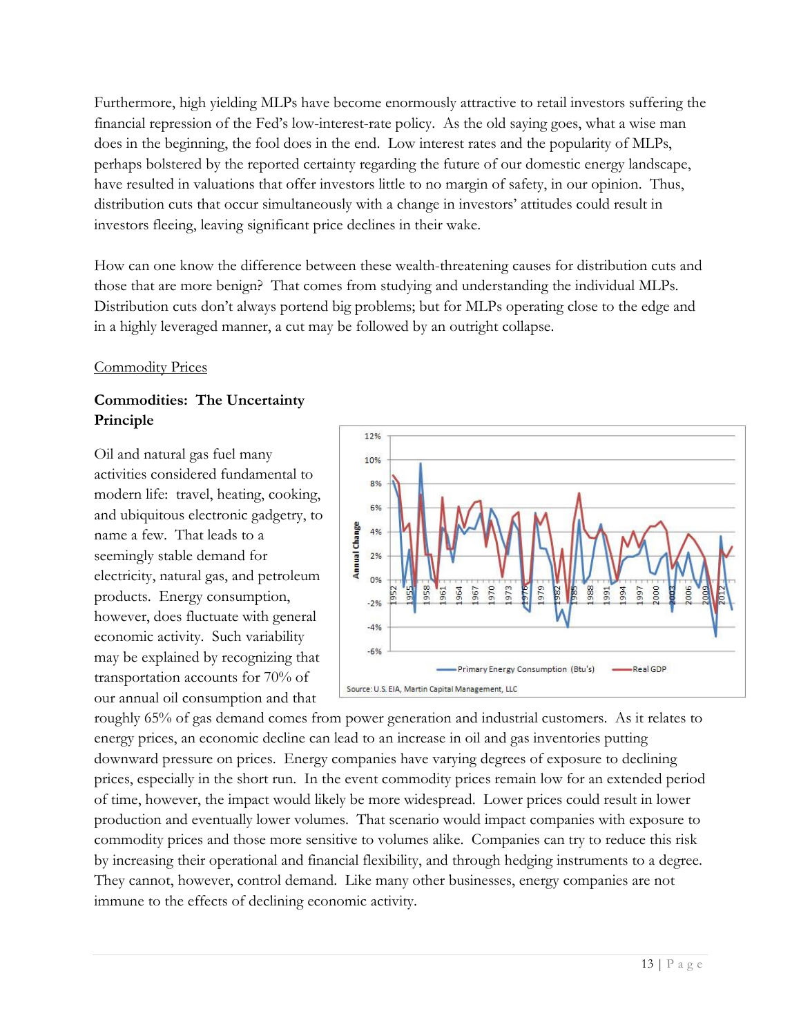Furthermore, high yielding MLPs have become enormously attractive to retail investors suffering the financial repression of the Fed's low-interest-rate policy. As the old saying goes, what a wise man does in the beginning, the fool does in the end. Low interest rates and the popularity of MLPs, perhaps bolstered by the reported certainty regarding the future of our domestic energy landscape, have resulted in valuations that offer investors little to no margin of safety, in our opinion. Thus, distribution cuts that occur simultaneously with a change in investors' attitudes could result in investors fleeing, leaving significant price declines in their wake.

How can one know the difference between these wealth-threatening causes for distribution cuts and those that are more benign? That comes from studying and understanding the individual MLPs. Distribution cuts don't always portend big problems; but for MLPs operating close to the edge and in a highly leveraged manner, a cut may be followed by an outright collapse.

Commodity Prices

**Commodities: The Uncertainty Principle**

Oil and natural gas fuel many activities considered fundamental to modern life: travel, heating, cooking, and ubiquitous electronic gadgetry, to name a few. That leads to a seemingly stable demand for electricity, natural gas, and petroleum products. Energy consumption, however, does fluctuate with general economic activity. Such variability may be explained by recognizing that transportation accounts for 70% of our annual oil consumption and that roughly 65% of gas demand comes from power generation and industrial customers. As it relates to energy prices, an economic decline can lead to an increase in oil and gas inventories putting downward pressure on prices. Energy companies have varying degrees of exposure to declining prices, especially in the short run. In the event commodity prices remain low for an extended period of time, however, the impact would likely be more widespread. Lower prices could result in lower production and eventually lower volumes. That scenario would impact companies with exposure to commodity prices and those more sensitive to volumes alike. Companies can try to reduce this risk by increasing their operational and financial flexibility, and through hedging instruments to a degree. They cannot, however, control demand. Like many other businesses, energy companies are not immune to the effects of declining economic activity.

Source: U.S. EIA, Martin Capital Management, LLC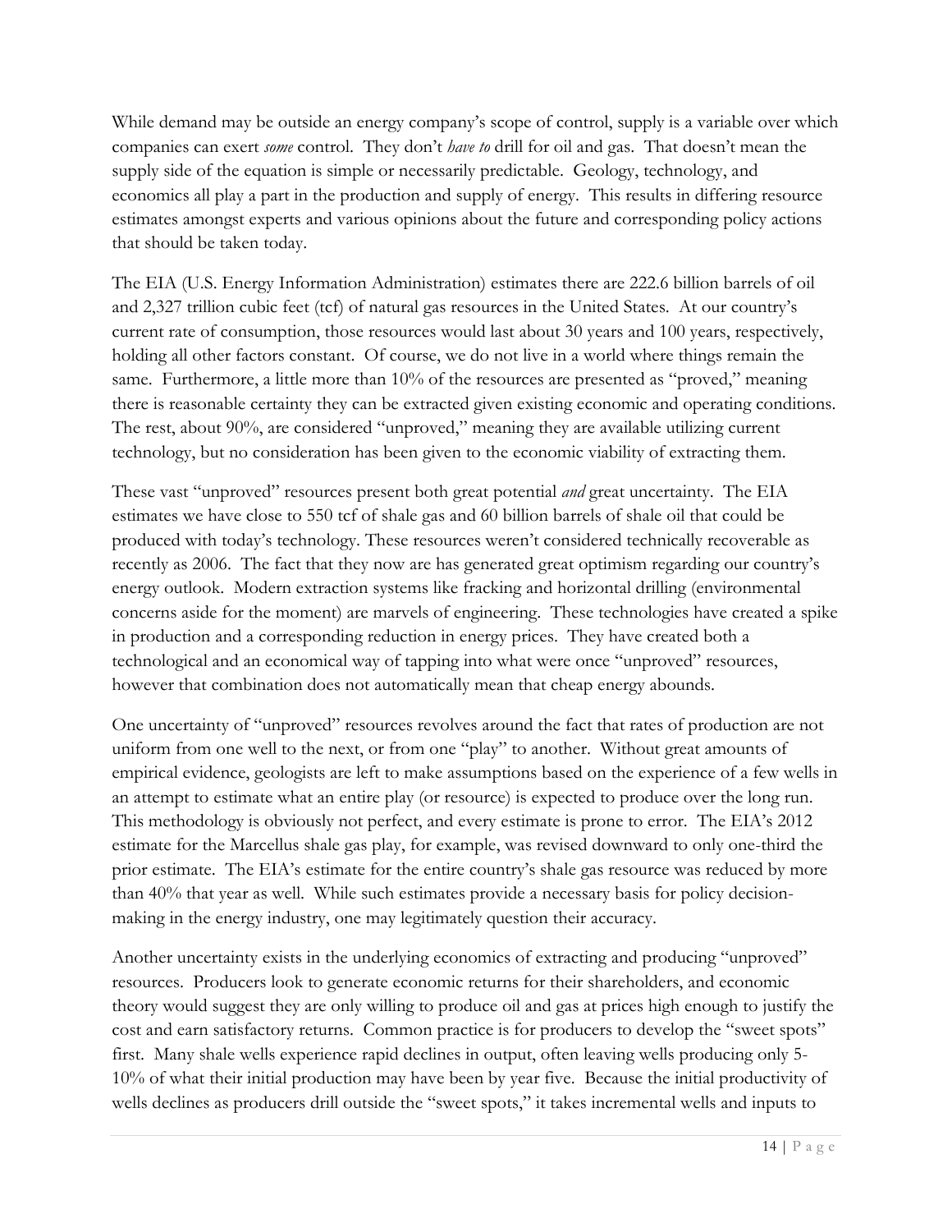While demand may be outside an energy company's scope of control, supply is a variable over which companies can exert *some* control. They don't *have to* drill for oil and gas. That doesn't mean the supply side of the equation is simple or necessarily predictable. Geology, technology, and economics all play a part in the production and supply of energy. This results in differing resource estimates amongst experts and various opinions about the future and corresponding policy actions that should be taken today.

The EIA (U.S. Energy Information Administration) estimates there are 222.6 billion barrels of oil and 2,327 trillion cubic feet (tcf) of natural gas resources in the United States. At our country's current rate of consumption, those resources would last about 30 years and 100 years, respectively, holding all other factors constant. Of course, we do not live in a world where things remain the same. Furthermore, a little more than 10% of the resources are presented as "proved," meaning there is reasonable certainty they can be extracted given existing economic and operating conditions. The rest, about 90%, are considered "unproved," meaning they are available utilizing current technology, but no consideration has been given to the economic viability of extracting them.

These vast "unproved" resources present both great potential *and* great uncertainty. The EIA estimates we have close to 550 tcf of shale gas and 60 billion barrels of shale oil that could be produced with today's technology. These resources weren't considered technically recoverable as recently as 2006. The fact that they now are has generated great optimism regarding our country's energy outlook. Modern extraction systems like fracking and horizontal drilling (environmental concerns aside for the moment) are marvels of engineering. These technologies have created a spike in production and a corresponding reduction in energy prices. They have created both a technological and an economical way of tapping into what were once "unproved" resources, however that combination does not automatically mean that cheap energy abounds.

One uncertainty of "unproved" resources revolves around the fact that rates of production are not uniform from one well to the next, or from one "play" to another. Without great amounts of empirical evidence, geologists are left to make assumptions based on the experience of a few wells in an attempt to estimate what an entire play (or resource) is expected to produce over the long run. This methodology is obviously not perfect, and every estimate is prone to error. The EIA's 2012 estimate for the Marcellus shale gas play, for example, was revised downward to only one-third the prior estimate. The EIA's estimate for the entire country's shale gas resource was reduced by more than 40% that year as well. While such estimates provide a necessary basis for policy decision-making in the energy industry, one may legitimately question their accuracy.

Another uncertainty exists in the underlying economics of extracting and producing "unproved" resources. Producers look to generate economic returns for their shareholders, and economic theory would suggest they are only willing to produce oil and gas at prices high enough to justify the cost and earn satisfactory returns. Common practice is for producers to develop the "sweet spots" first. Many shale wells experience rapid declines in output, often leaving wells producing only 5-10% of what their initial production may have been by year five. Because the initial productivity of wells declines as producers drill outside the "sweet spots," it takes incremental wells and inputs to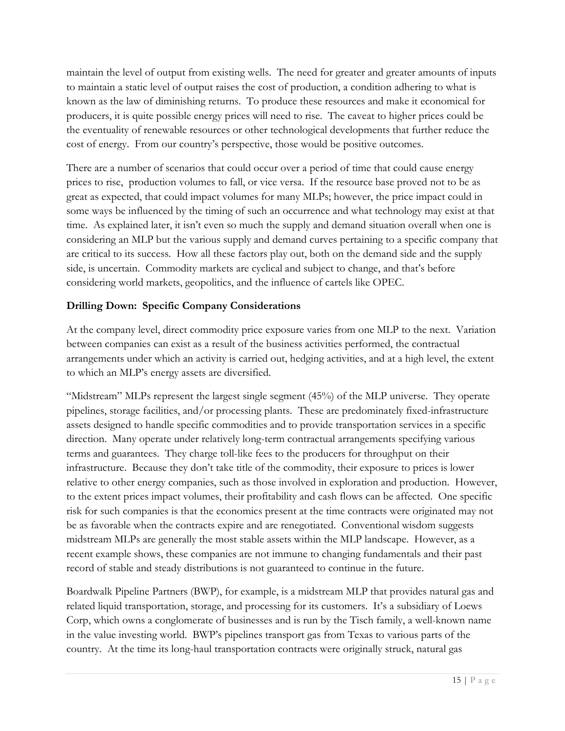maintain the level of output from existing wells. The need for greater and greater amounts of inputs to maintain a static level of output raises the cost of production, a condition adhering to what is known as the law of diminishing returns. To produce these resources and make it economical for producers, it is quite possible energy prices will need to rise. The caveat to higher prices could be the eventuality of renewable resources or other technological developments that further reduce the cost of energy. From our country's perspective, those would be positive outcomes.

There are a number of scenarios that could occur over a period of time that could cause energy prices to rise, production volumes to fall, or vice versa. If the resource base proved not to be as great as expected, that could impact volumes for many MLPs; however, the price impact could in some ways be influenced by the timing of such an occurrence and what technology may exist at that time. As explained later, it isn't even so much the supply and demand situation overall when one is considering an MLP but the various supply and demand curves pertaining to a specific company that are critical to its success. How all these factors play out, both on the demand side and the supply side, is uncertain. Commodity markets are cyclical and subject to change, and that's before considering world markets, geopolitics, and the influence of cartels like OPEC.

**Drilling Down: Specific Company Considerations**

At the company level, direct commodity price exposure varies from one MLP to the next. Variation between companies can exist as a result of the business activities performed, the contractual arrangements under which an activity is carried out, hedging activities, and at a high level, the extent to which an MLP's energy assets are diversified.

"Midstream" MLPs represent the largest single segment (45%) of the MLP universe. They operate pipelines, storage facilities, and/or processing plants. These are predominately fixed-infrastructure assets designed to handle specific commodities and to provide transportation services in a specific direction. Many operate under relatively long-term contractual arrangements specifying various terms and guarantees. They charge toll-like fees to the producers for throughput on their infrastructure. Because they don't take title of the commodity, their exposure to prices is lower relative to other energy companies, such as those involved in exploration and production. However, to the extent prices impact volumes, their profitability and cash flows can be affected. One specific risk for such companies is that the economics present at the time contracts were originated may not be as favorable when the contracts expire and are renegotiated. Conventional wisdom suggests midstream MLPs are generally the most stable assets within the MLP landscape. However, as a recent example shows, these companies are not immune to changing fundamentals and their past record of stable and steady distributions is not guaranteed to continue in the future.

Boardwalk Pipeline Partners (BWP), for example, is a midstream MLP that provides natural gas and related liquid transportation, storage, and processing for its customers. It's a subsidiary of Loews Corp, which owns a conglomerate of businesses and is run by the Tisch family, a well-known name in the value investing world. BWP's pipelines transport gas from Texas to various parts of the country. At the time its long-haul transportation contracts were originally struck, natural gas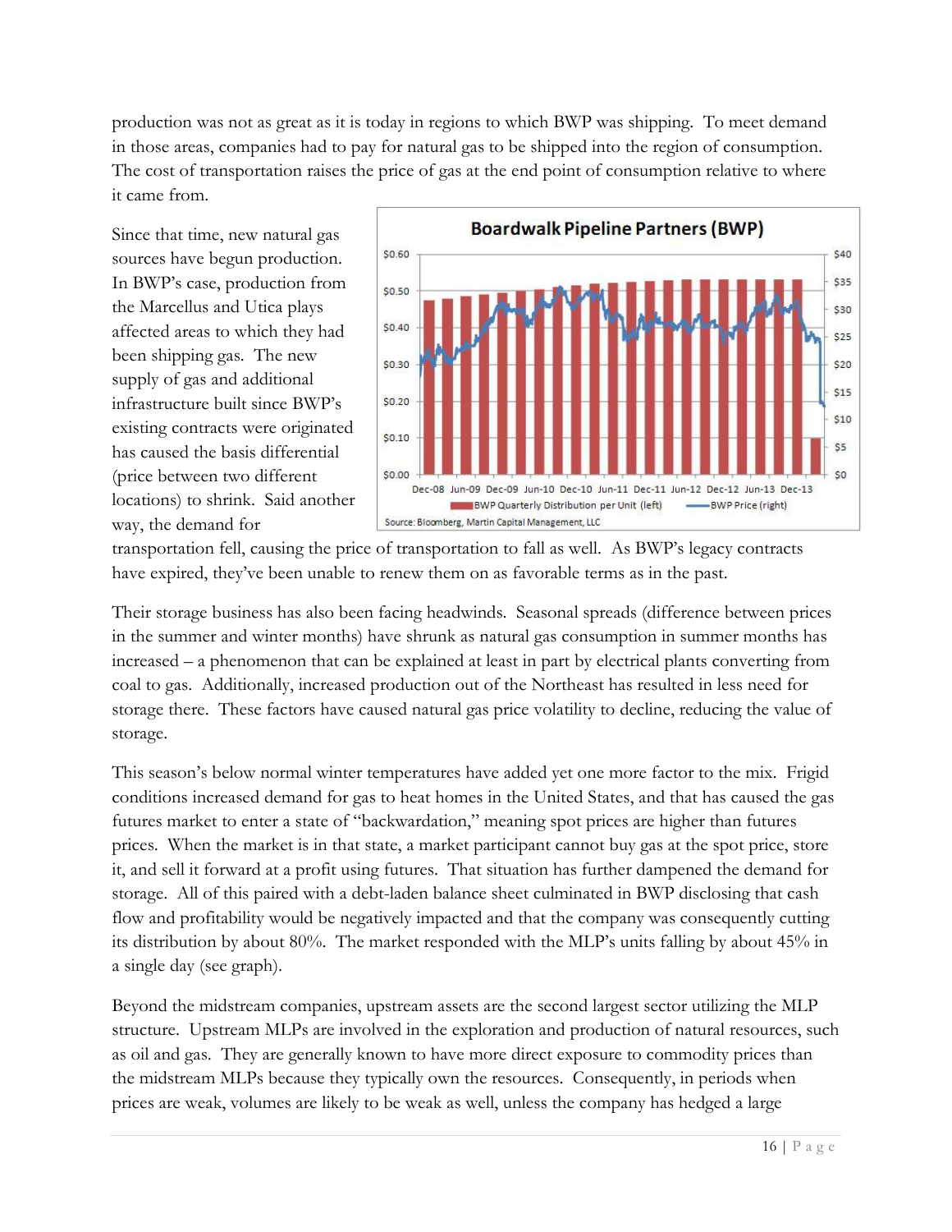production was not as great as it is today in regions to which BWP was shipping. To meet demand in those areas, companies had to pay for natural gas to be shipped into the region of consumption. The cost of transportation raises the price of gas at the end point of consumption relative to where it came from.

Since that time, new natural gas sources have begun production. In BWP's case, production from the Marcellus and Utica plays affected areas to which they had been shipping gas. The new supply of gas and additional infrastructure built since BWP's existing contracts were originated has caused the basis differential (price between two different locations) to shrink. Said another way, the demand for transportation fell, causing the price of transportation to fall as well. As BWP's legacy contracts have expired, they've been unable to renew them on as favorable terms as in the past.

Their storage business has also been facing headwinds. Seasonal spreads (difference between prices in the summer and winter months) have shrunk as natural gas consumption in summer months has increased – a phenomenon that can be explained at least in part by electrical plants converting from coal to gas. Additionally, increased production out of the Northeast has resulted in less need for storage there. These factors have caused natural gas price volatility to decline, reducing the value of storage.

This season's below normal winter temperatures have added yet one more factor to the mix. Frigid conditions increased demand for gas to heat homes in the United States, and that has caused the gas futures market to enter a state of "backwardation," meaning spot prices are higher than futures prices. When the market is in that state, a market participant cannot buy gas at the spot price, store it, and sell it forward at a profit using futures. That situation has further dampened the demand for storage. All of this paired with a debt-laden balance sheet culminated in BWP disclosing that cash flow and profitability would be negatively impacted and that the company was consequently cutting its distribution by about 80%. The market responded with the MLP's units falling by about 45% in a single day (see graph).

Beyond the midstream companies, upstream assets are the second largest sector utilizing the MLP structure. Upstream MLPs are involved in the exploration and production of natural resources, such as oil and gas. They are generally known to have more direct exposure to commodity prices than the midstream MLPs because they typically own the resources. Consequently, in periods when prices are weak, volumes are likely to be weak as well, unless the company has hedged a large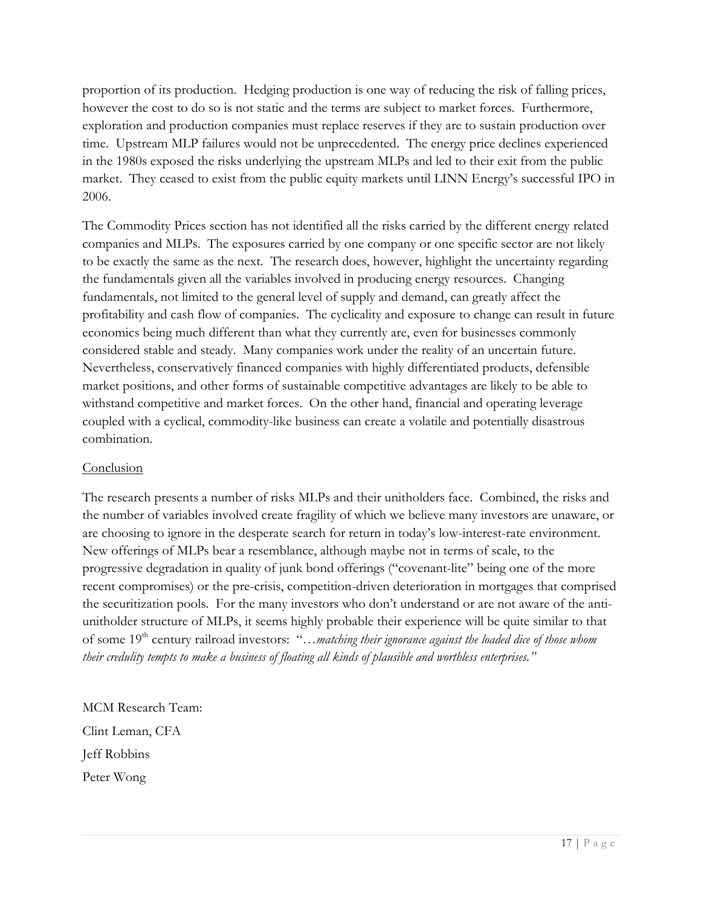proportion of its production. Hedging production is one way of reducing the risk of falling prices, however the cost to do so is not static and the terms are subject to market forces. Furthermore, exploration and production companies must replace reserves if they are to sustain production over time. Upstream MLP failures would not be unprecedented. The energy price declines experienced in the 1980s exposed the risks underlying the upstream MLPs and led to their exit from the public market. They ceased to exist from the public equity markets until LINN Energy's successful IPO in 2006.

The Commodity Prices section has not identified all the risks carried by the different energy related companies and MLPs. The exposures carried by one company or one specific sector are not likely to be exactly the same as the next. The research does, however, highlight the uncertainty regarding the fundamentals given all the variables involved in producing energy resources. Changing fundamentals, not limited to the general level of supply and demand, can greatly affect the profitability and cash flow of companies. The cyclicality and exposure to change can result in future economics being much different than what they currently are, even for businesses commonly considered stable and steady. Many companies work under the reality of an uncertain future. Nevertheless, conservatively financed companies with highly differentiated products, defensible market positions, and other forms of sustainable competitive advantages are likely to be able to withstand competitive and market forces. On the other hand, financial and operating leverage coupled with a cyclical, commodity-like business can create a volatile and potentially disastrous combination.

## Conclusion

The research presents a number of risks MLPs and their unitholders face. Combined, the risks and the number of variables involved create fragility of which we believe many investors are unaware, or are choosing to ignore in the desperate search for return in today's low-interest-rate environment. New offerings of MLPs bear a resemblance, although maybe not in terms of scale, to the progressive degradation in quality of junk bond offerings ("covenant-lite" being one of the more recent compromises) or the pre-crisis, competition-driven deterioration in mortgages that comprised the securitization pools. For the many investors who don't understand or are not aware of the anti-unitholder structure of MLPs, it seems highly probable their experience will be quite similar to that of some 19th century railroad investors: "*…matching their ignorance against the loaded dice of those whom their credulity tempts to make a business of floating all kinds of plausible and worthless enterprises.*"

MCM Research Team:

Clint Leman, CFA

Jeff Robbins

Peter Wong